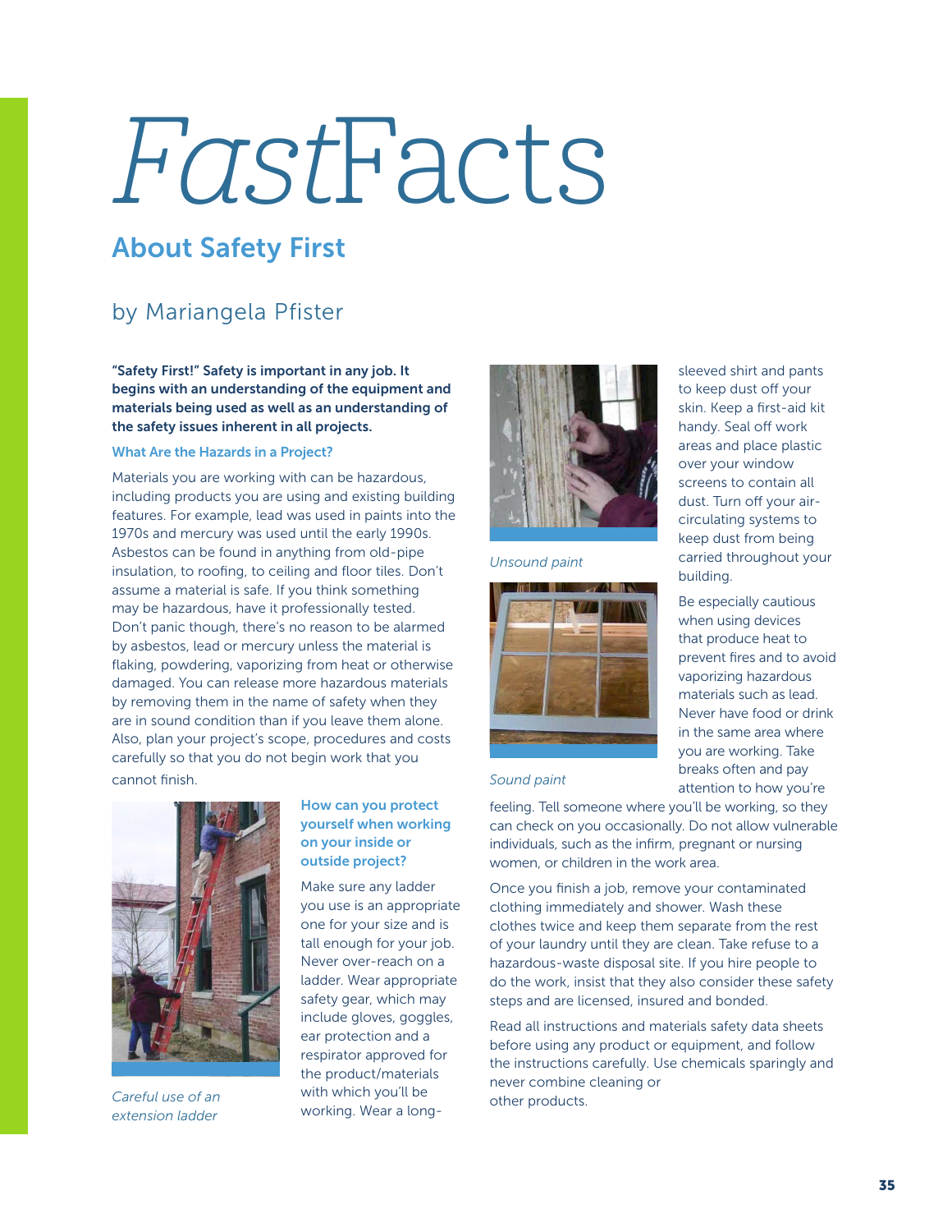# *Fast*Facts

## About Safety First

by Mariangela Pfister

**"Safety First!" Safety is important in any job. It begins with an understanding of the equipment and materials being used as well as an understanding of the safety issues inherent in all projects.**

### What Are the Hazards in a Project?

Materials you are working with can be hazardous, including products you are using and existing building features. For example, lead was used in paints into the 1970s and mercury was used until the early 1990s. Asbestos can be found in anything from old-pipe insulation, to roofing, to ceiling and floor tiles. Don't assume a material is safe. If you think something may be hazardous, have it professionally tested. Don't panic though, there's no reason to be alarmed by asbestos, lead or mercury unless the material is flaking, powdering, vaporizing from heat or otherwise damaged. You can release more hazardous materials by removing them in the name of safety when they are in sound condition than if you leave them alone. Also, plan your project's scope, procedures and costs carefully so that you do not begin work that you cannot finish.

*Careful use of an extension ladder*

### How can you protect yourself when working on your inside or outside project?

Make sure any ladder you use is an appropriate one for your size and is tall enough for your job. Never over-reach on a ladder. Wear appropriate safety gear, which may include gloves, goggles, ear protection and a respirator approved for the product/materials with which you'll be working. Wear a long-sleeved shirt and pants to keep dust off your skin. Keep a first-aid kit handy. Seal off work areas and place plastic over your window screens to contain all dust. Turn off your air-circulating systems to keep dust from being carried throughout your building.

*Unsound paint*

*Sound paint*

Be especially cautious when using devices that produce heat to prevent fires and to avoid vaporizing hazardous materials such as lead. Never have food or drink in the same area where you are working. Take breaks often and pay attention to how you're feeling. Tell someone where you'll be working, so they can check on you occasionally. Do not allow vulnerable individuals, such as the infirm, pregnant or nursing women, or children in the work area.

Once you finish a job, remove your contaminated clothing immediately and shower. Wash these clothes twice and keep them separate from the rest of your laundry until they are clean. Take refuse to a hazardous-waste disposal site. If you hire people to do the work, insist that they also consider these safety steps and are licensed, insured and bonded.

Read all instructions and materials safety data sheets before using any product or equipment, and follow the instructions carefully. Use chemicals sparingly and never combine cleaning or other products.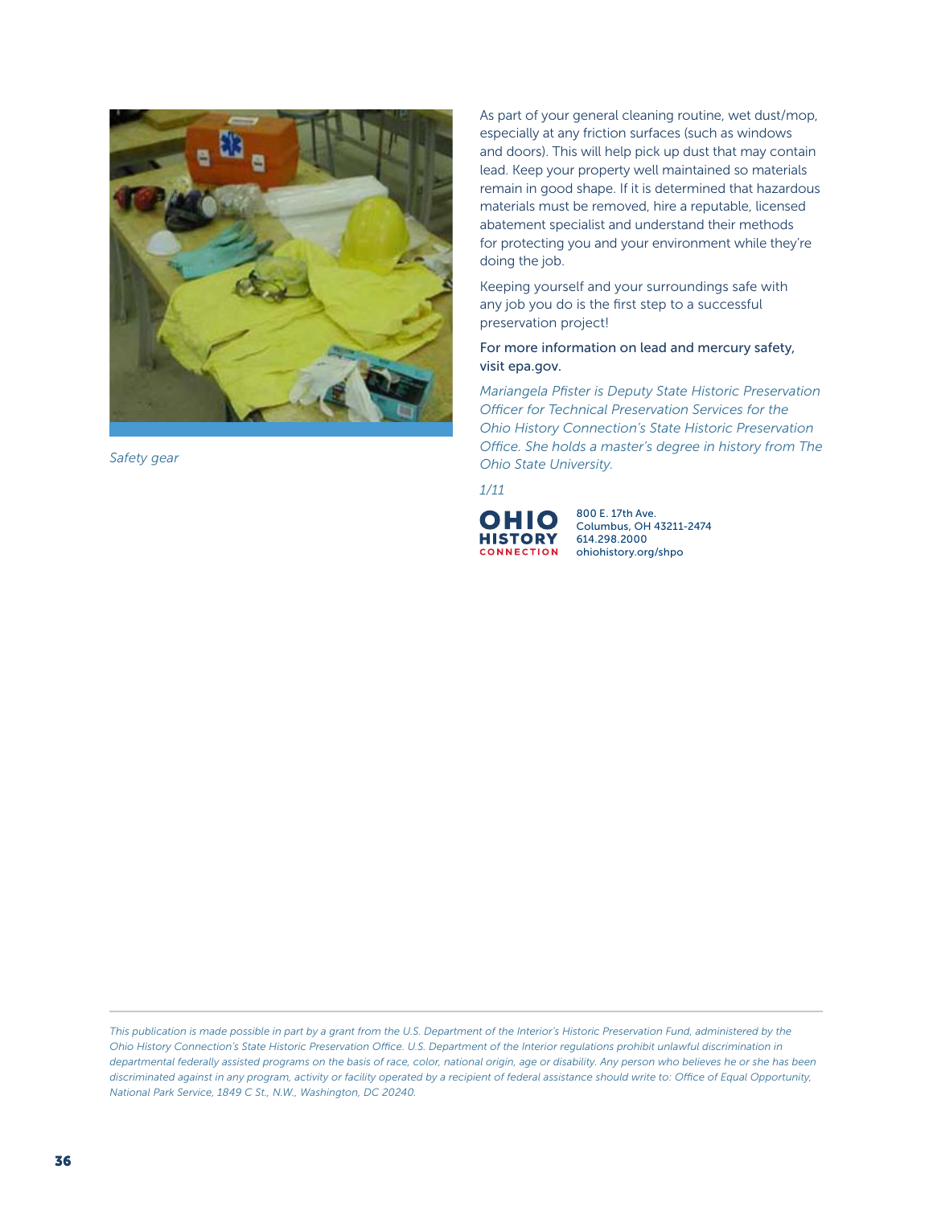*Safety gear*

As part of your general cleaning routine, wet dust/mop, especially at any friction surfaces (such as windows and doors). This will help pick up dust that may contain lead. Keep your property well maintained so materials remain in good shape. If it is determined that hazardous materials must be removed, hire a reputable, licensed abatement specialist and understand their methods for protecting you and your environment while they're doing the job.

Keeping yourself and your surroundings safe with any job you do is the first step to a successful preservation project!

For more information on lead and mercury safety, visit epa.gov.

*Mariangela Pfister is Deputy State Historic Preservation Officer for Technical Preservation Services for the Ohio History Connection's State Historic Preservation Office. She holds a master's degree in history from The Ohio State University.*

*1/11*

OHIO HISTORY CONNECTION

800 E. 17th Ave.
Columbus, OH 43211-2474
614.298.2000
ohiohistory.org/shpo

*This publication is made possible in part by a grant from the U.S. Department of the Interior's Historic Preservation Fund, administered by the Ohio History Connection's State Historic Preservation Office. U.S. Department of the Interior regulations prohibit unlawful discrimination in departmental federally assisted programs on the basis of race, color, national origin, age or disability. Any person who believes he or she has been discriminated against in any program, activity or facility operated by a recipient of federal assistance should write to: Office of Equal Opportunity, National Park Service, 1849 C St., N.W., Washington, DC 20240.*